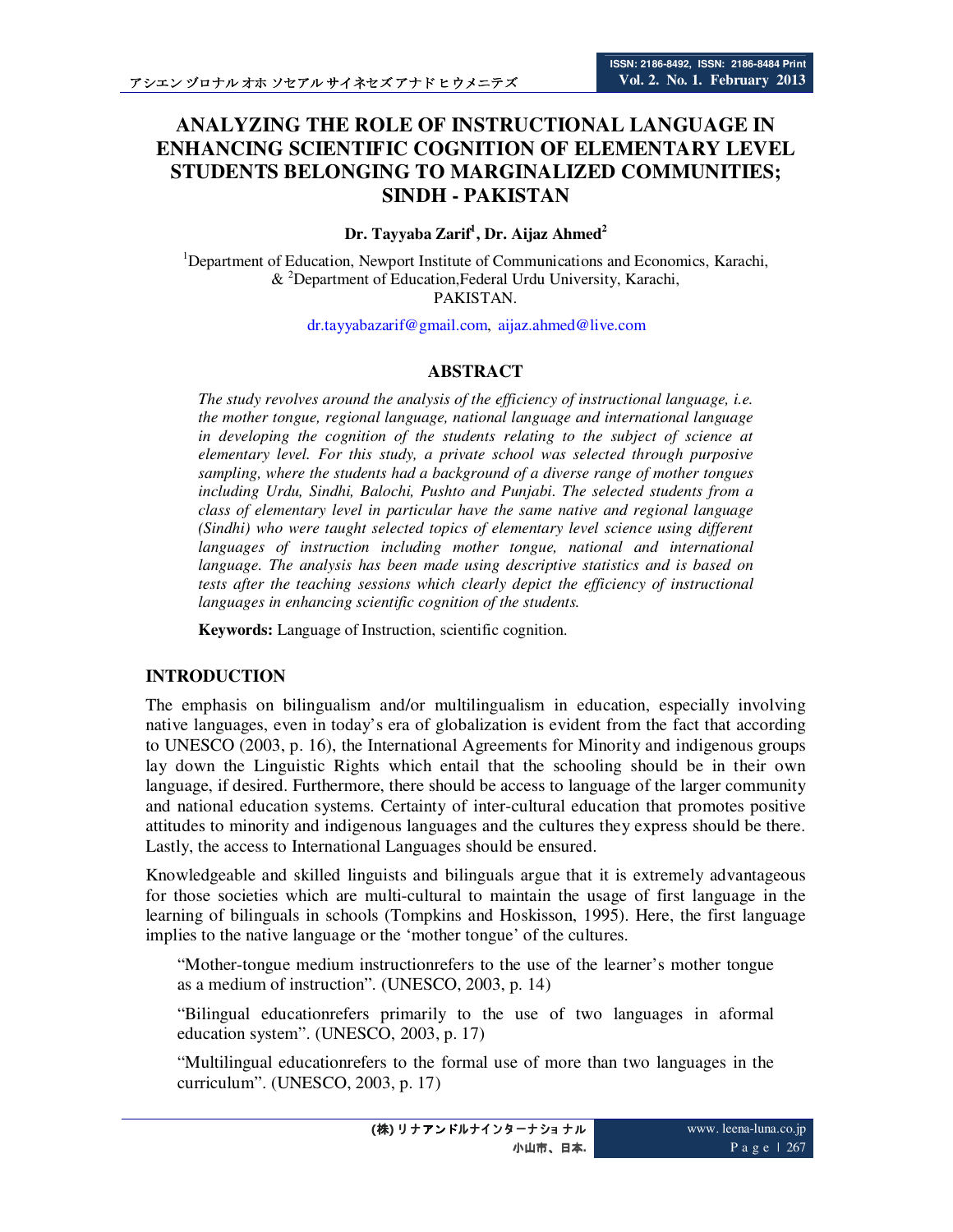# ANALYZING THE ROLE OF INSTRUCTIONAL LANGUAGE IN ENHANCING SCIENTIFIC COGNITION OF ELEMENTARY LEVEL STUDENTS BELONGING TO MARGINALIZED COMMUNITIES; SINDH - PAKISTAN

**Dr. Tayyaba Zarif[1], Dr. Aijaz Ahmed[2]**

[1]Department of Education, Newport Institute of Communications and Economics, Karachi, & [2]Department of Education, Federal Urdu University, Karachi, PAKISTAN.

dr.tayyabazarif@gmail.com, aijaz.ahmed@live.com

## ABSTRACT

*The study revolves around the analysis of the efficiency of instructional language, i.e. the mother tongue, regional language, national language and international language in developing the cognition of the students relating to the subject of science at elementary level. For this study, a private school was selected through purposive sampling, where the students had a background of a diverse range of mother tongues including Urdu, Sindhi, Balochi, Pushto and Punjabi. The selected students from a class of elementary level in particular have the same native and regional language (Sindhi) who were taught selected topics of elementary level science using different languages of instruction including mother tongue, national and international language. The analysis has been made using descriptive statistics and is based on tests after the teaching sessions which clearly depict the efficiency of instructional languages in enhancing scientific cognition of the students.*

**Keywords:** Language of Instruction, scientific cognition.

## INTRODUCTION

The emphasis on bilingualism and/or multilingualism in education, especially involving native languages, even in today's era of globalization is evident from the fact that according to UNESCO (2003, p. 16), the International Agreements for Minority and indigenous groups lay down the Linguistic Rights which entail that the schooling should be in their own language, if desired. Furthermore, there should be access to language of the larger community and national education systems. Certainty of inter-cultural education that promotes positive attitudes to minority and indigenous languages and the cultures they express should be there. Lastly, the access to International Languages should be ensured.

Knowledgeable and skilled linguists and bilinguals argue that it is extremely advantageous for those societies which are multi-cultural to maintain the usage of first language in the learning of bilinguals in schools (Tompkins and Hoskisson, 1995). Here, the first language implies to the native language or the 'mother tongue' of the cultures.

> "Mother-tongue medium instructionrefers to the use of the learner's mother tongue as a medium of instruction". (UNESCO, 2003, p. 14)
>
> "Bilingual educationrefers primarily to the use of two languages in aformal education system". (UNESCO, 2003, p. 17)
>
> "Multilingual educationrefers to the formal use of more than two languages in the curriculum". (UNESCO, 2003, p. 17)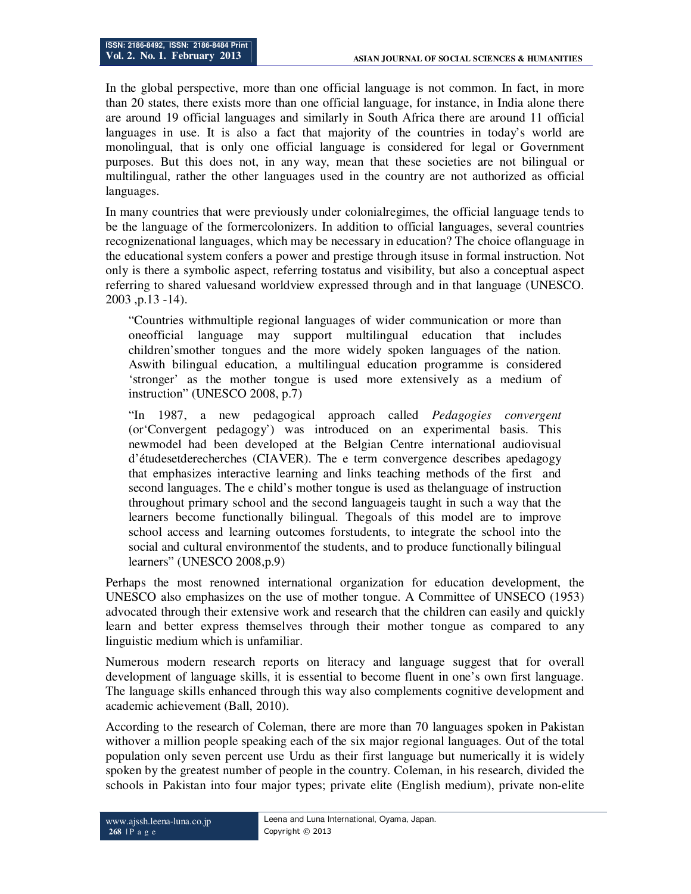In the global perspective, more than one official language is not common. In fact, in more than 20 states, there exists more than one official language, for instance, in India alone there are around 19 official languages and similarly in South Africa there are around 11 official languages in use. It is also a fact that majority of the countries in today's world are monolingual, that is only one official language is considered for legal or Government purposes. But this does not, in any way, mean that these societies are not bilingual or multilingual, rather the other languages used in the country are not authorized as official languages.

In many countries that were previously under colonialregimes, the official language tends to be the language of the formercolonizers. In addition to official languages, several countries recognizenational languages, which may be necessary in education? The choice oflanguage in the educational system confers a power and prestige through itsuse in formal instruction. Not only is there a symbolic aspect, referring tostatus and visibility, but also a conceptual aspect referring to shared valuesand worldview expressed through and in that language (UNESCO. 2003 ,p.13 -14).

> "Countries withmultiple regional languages of wider communication or more than oneofficial language may support multilingual education that includes children'smother tongues and the more widely spoken languages of the nation. Aswith bilingual education, a multilingual education programme is considered 'stronger' as the mother tongue is used more extensively as a medium of instruction" (UNESCO 2008, p.7)

> "In 1987, a new pedagogical approach called *Pedagogies convergent* (or'Convergent pedagogy') was introduced on an experimental basis. This newmodel had been developed at the Belgian Centre international audiovisual d'étudesetderecherches (CIAVER). The e term convergence describes apedagogy that emphasizes interactive learning and links teaching methods of the first and second languages. The e child's mother tongue is used as thelanguage of instruction throughout primary school and the second languageis taught in such a way that the learners become functionally bilingual. Thegoals of this model are to improve school access and learning outcomes forstudents, to integrate the school into the social and cultural environmentof the students, and to produce functionally bilingual learners" (UNESCO 2008,p.9)

Perhaps the most renowned international organization for education development, the UNESCO also emphasizes on the use of mother tongue. A Committee of UNSECO (1953) advocated through their extensive work and research that the children can easily and quickly learn and better express themselves through their mother tongue as compared to any linguistic medium which is unfamiliar.

Numerous modern research reports on literacy and language suggest that for overall development of language skills, it is essential to become fluent in one's own first language. The language skills enhanced through this way also complements cognitive development and academic achievement (Ball, 2010).

According to the research of Coleman, there are more than 70 languages spoken in Pakistan withover a million people speaking each of the six major regional languages. Out of the total population only seven percent use Urdu as their first language but numerically it is widely spoken by the greatest number of people in the country. Coleman, in his research, divided the schools in Pakistan into four major types; private elite (English medium), private non-elite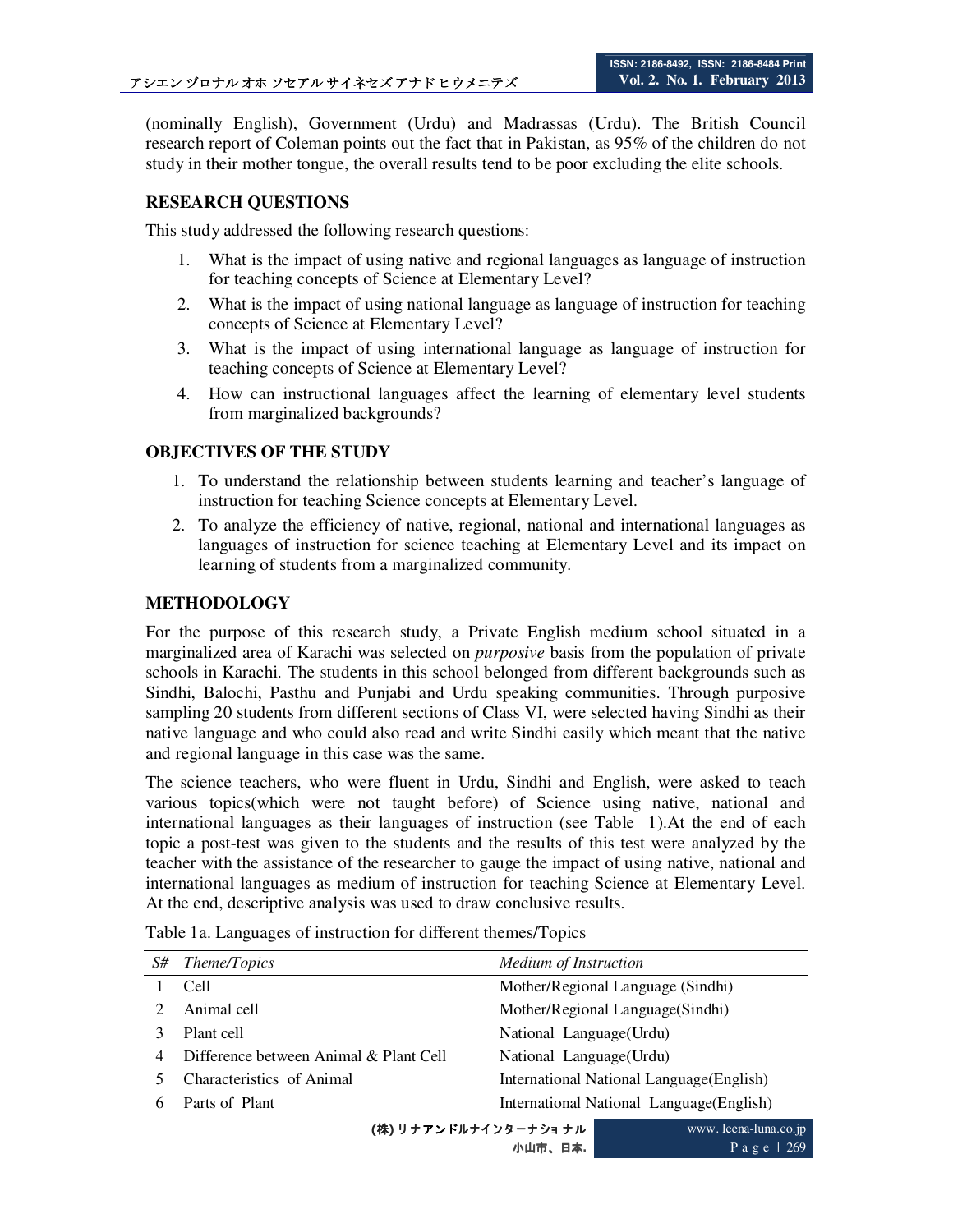(nominally English), Government (Urdu) and Madrassas (Urdu). The British Council research report of Coleman points out the fact that in Pakistan, as 95% of the children do not study in their mother tongue, the overall results tend to be poor excluding the elite schools.

## RESEARCH QUESTIONS

This study addressed the following research questions:

1. What is the impact of using native and regional languages as language of instruction for teaching concepts of Science at Elementary Level?
2. What is the impact of using national language as language of instruction for teaching concepts of Science at Elementary Level?
3. What is the impact of using international language as language of instruction for teaching concepts of Science at Elementary Level?
4. How can instructional languages affect the learning of elementary level students from marginalized backgrounds?

## OBJECTIVES OF THE STUDY

1. To understand the relationship between students learning and teacher's language of instruction for teaching Science concepts at Elementary Level.
2. To analyze the efficiency of native, regional, national and international languages as languages of instruction for science teaching at Elementary Level and its impact on learning of students from a marginalized community.

## METHODOLOGY

For the purpose of this research study, a Private English medium school situated in a marginalized area of Karachi was selected on *purposive* basis from the population of private schools in Karachi. The students in this school belonged from different backgrounds such as Sindhi, Balochi, Pasthu and Punjabi and Urdu speaking communities. Through purposive sampling 20 students from different sections of Class VI, were selected having Sindhi as their native language and who could also read and write Sindhi easily which meant that the native and regional language in this case was the same.

The science teachers, who were fluent in Urdu, Sindhi and English, were asked to teach various topics(which were not taught before) of Science using native, national and international languages as their languages of instruction (see Table 1).At the end of each topic a post-test was given to the students and the results of this test were analyzed by the teacher with the assistance of the researcher to gauge the impact of using native, national and international languages as medium of instruction for teaching Science at Elementary Level. At the end, descriptive analysis was used to draw conclusive results.

Table 1a. Languages of instruction for different themes/Topics

| *S#* | *Theme/Topics* | *Medium of Instruction* |
|---|---|---|
| 1 | Cell | Mother/Regional Language (Sindhi) |
| 2 | Animal cell | Mother/Regional Language(Sindhi) |
| 3 | Plant cell | National Language(Urdu) |
| 4 | Difference between Animal & Plant Cell | National Language(Urdu) |
| 5 | Characteristics of Animal | International National Language(English) |
| 6 | Parts of Plant | International National Language(English) |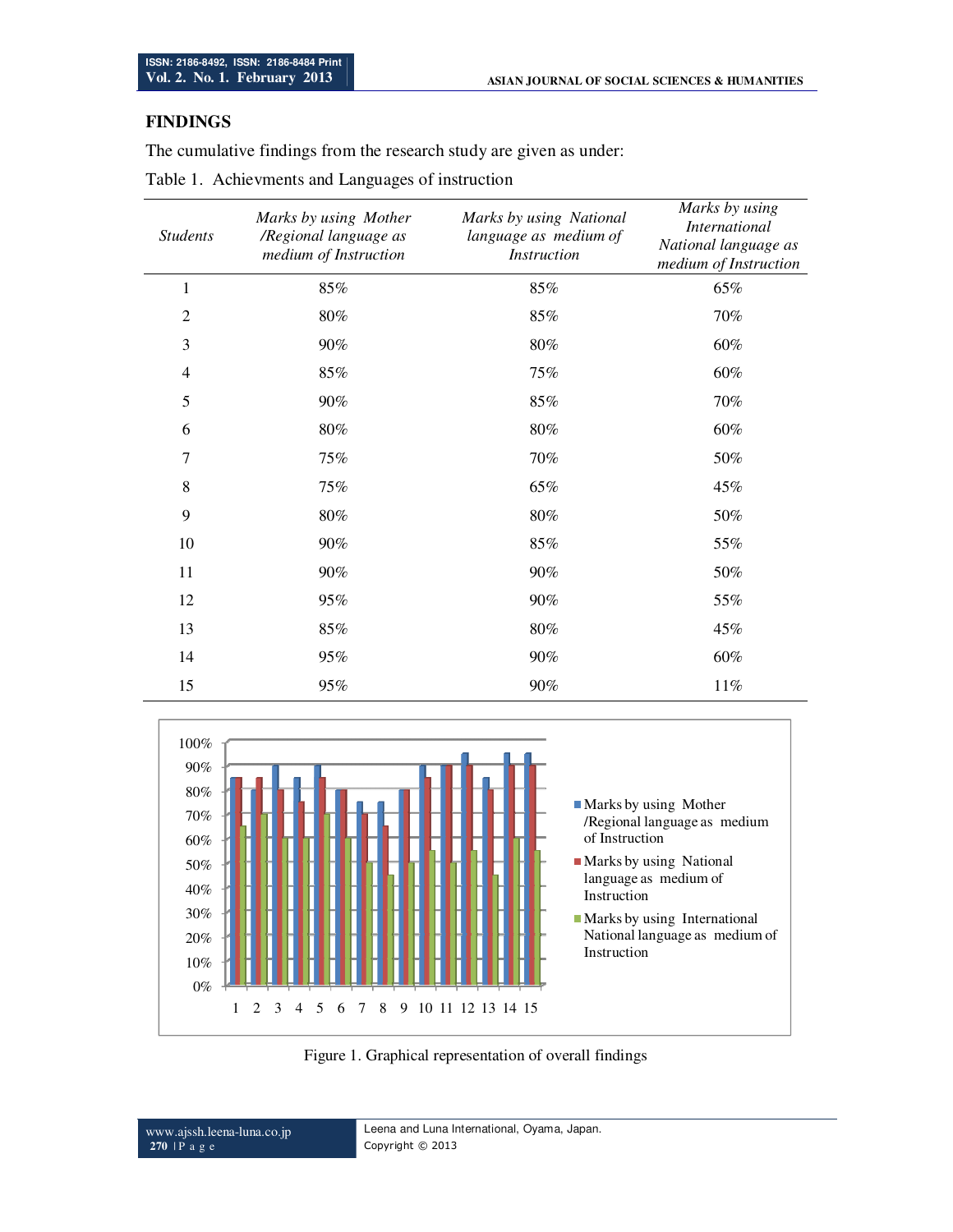## FINDINGS

The cumulative findings from the research study are given as under:

Table 1. Achievments and Languages of instruction

| *Students* | *Marks by using Mother /Regional language as medium of Instruction* | *Marks by using National language as medium of Instruction* | *Marks by using International National language as medium of Instruction* |
|---|---|---|---|
| 1 | 85% | 85% | 65% |
| 2 | 80% | 85% | 70% |
| 3 | 90% | 80% | 60% |
| 4 | 85% | 75% | 60% |
| 5 | 90% | 85% | 70% |
| 6 | 80% | 80% | 60% |
| 7 | 75% | 70% | 50% |
| 8 | 75% | 65% | 45% |
| 9 | 80% | 80% | 50% |
| 10 | 90% | 85% | 55% |
| 11 | 90% | 90% | 50% |
| 12 | 95% | 90% | 55% |
| 13 | 85% | 80% | 45% |
| 14 | 95% | 90% | 60% |
| 15 | 95% | 90% | 11% |

Figure 1. Graphical representation of overall findings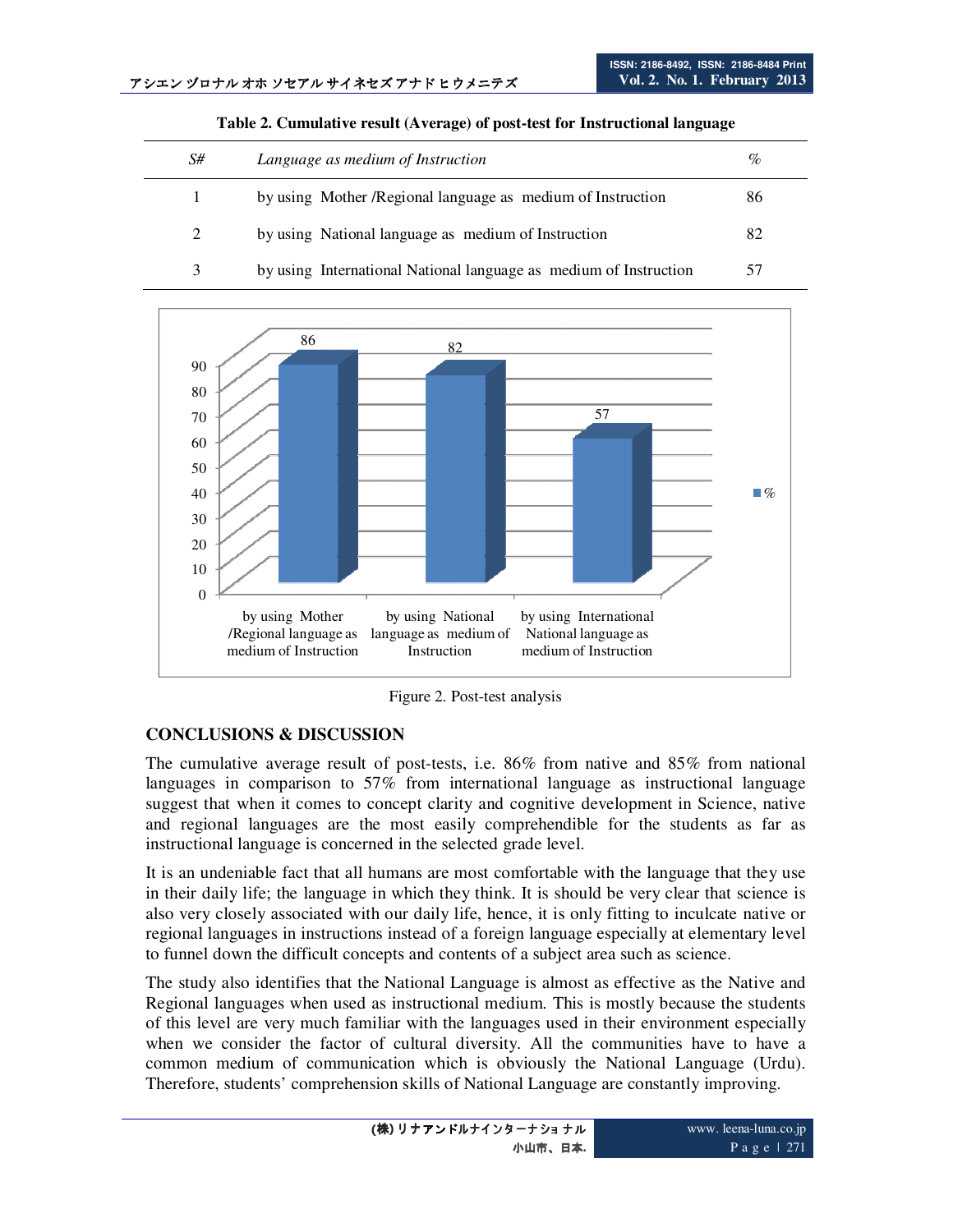**Table 2. Cumulative result (Average) of post-test for Instructional language**

| *S#* | *Language as medium of Instruction* | *%* |
|---|---|---|
| 1 | by using Mother /Regional language as medium of Instruction | 86 |
| 2 | by using National language as medium of Instruction | 82 |
| 3 | by using International National language as medium of Instruction | 57 |

Figure 2. Post-test analysis

## CONCLUSIONS & DISCUSSION

The cumulative average result of post-tests, i.e. 86% from native and 85% from national languages in comparison to 57% from international language as instructional language suggest that when it comes to concept clarity and cognitive development in Science, native and regional languages are the most easily comprehendible for the students as far as instructional language is concerned in the selected grade level.

It is an undeniable fact that all humans are most comfortable with the language that they use in their daily life; the language in which they think. It is should be very clear that science is also very closely associated with our daily life, hence, it is only fitting to inculcate native or regional languages in instructions instead of a foreign language especially at elementary level to funnel down the difficult concepts and contents of a subject area such as science.

The study also identifies that the National Language is almost as effective as the Native and Regional languages when used as instructional medium. This is mostly because the students of this level are very much familiar with the languages used in their environment especially when we consider the factor of cultural diversity. All the communities have to have a common medium of communication which is obviously the National Language (Urdu). Therefore, students' comprehension skills of National Language are constantly improving.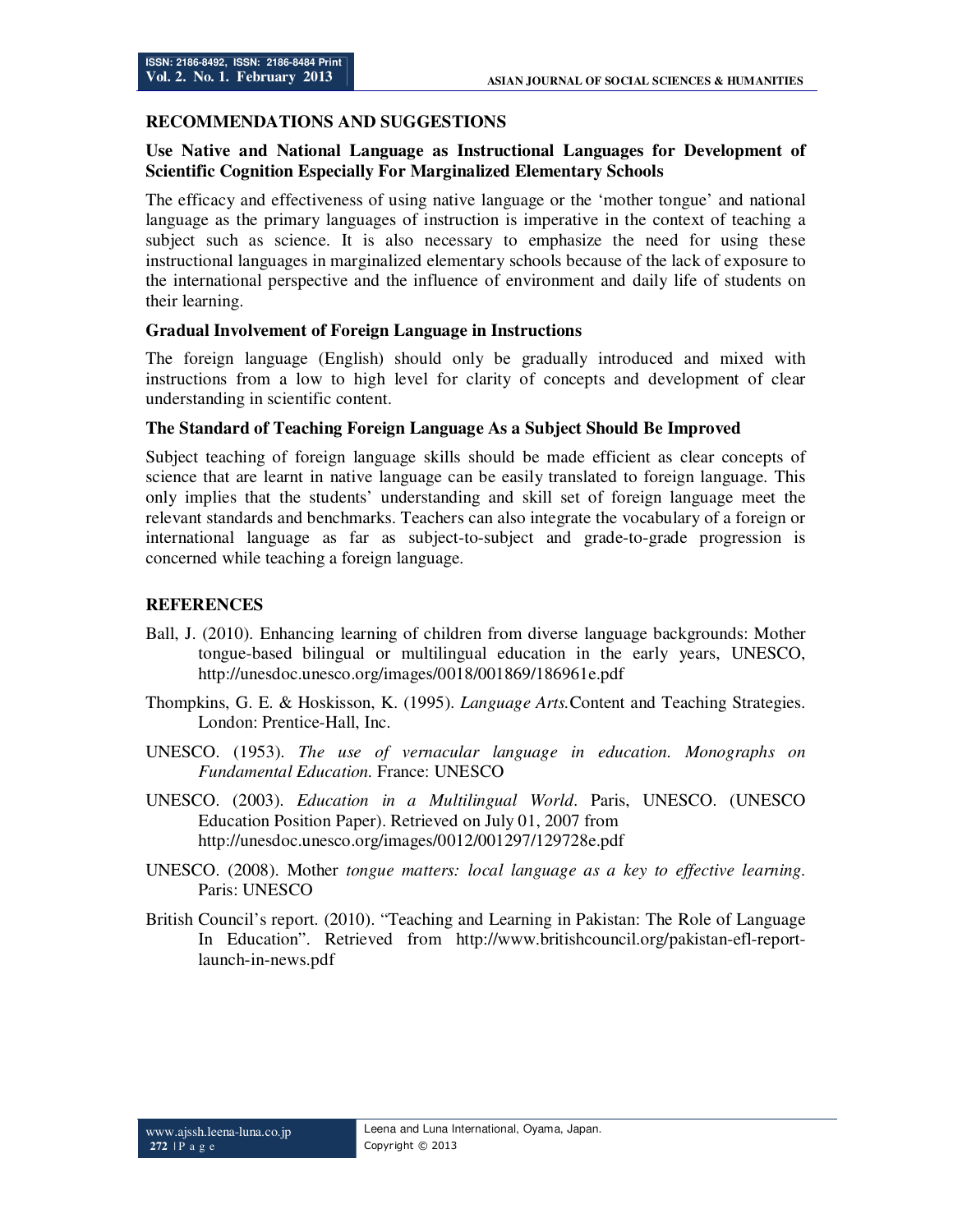## RECOMMENDATIONS AND SUGGESTIONS

### Use Native and National Language as Instructional Languages for Development of Scientific Cognition Especially For Marginalized Elementary Schools

The efficacy and effectiveness of using native language or the 'mother tongue' and national language as the primary languages of instruction is imperative in the context of teaching a subject such as science. It is also necessary to emphasize the need for using these instructional languages in marginalized elementary schools because of the lack of exposure to the international perspective and the influence of environment and daily life of students on their learning.

### Gradual Involvement of Foreign Language in Instructions

The foreign language (English) should only be gradually introduced and mixed with instructions from a low to high level for clarity of concepts and development of clear understanding in scientific content.

### The Standard of Teaching Foreign Language As a Subject Should Be Improved

Subject teaching of foreign language skills should be made efficient as clear concepts of science that are learnt in native language can be easily translated to foreign language. This only implies that the students' understanding and skill set of foreign language meet the relevant standards and benchmarks. Teachers can also integrate the vocabulary of a foreign or international language as far as subject-to-subject and grade-to-grade progression is concerned while teaching a foreign language.

## REFERENCES

Ball, J. (2010). Enhancing learning of children from diverse language backgrounds: Mother tongue-based bilingual or multilingual education in the early years, UNESCO, http://unesdoc.unesco.org/images/0018/001869/186961e.pdf

Thompkins, G. E. & Hoskisson, K. (1995). *Language Arts.*Content and Teaching Strategies. London: Prentice-Hall, Inc.

UNESCO. (1953). *The use of vernacular language in education. Monographs on Fundamental Education.* France: UNESCO

UNESCO. (2003). *Education in a Multilingual World*. Paris, UNESCO. (UNESCO Education Position Paper). Retrieved on July 01, 2007 from http://unesdoc.unesco.org/images/0012/001297/129728e.pdf

UNESCO. (2008). Mother *tongue matters: local language as a key to effective learning*. Paris: UNESCO

British Council's report. (2010). "Teaching and Learning in Pakistan: The Role of Language In Education". Retrieved from http://www.britishcouncil.org/pakistan-efl-report-launch-in-news.pdf